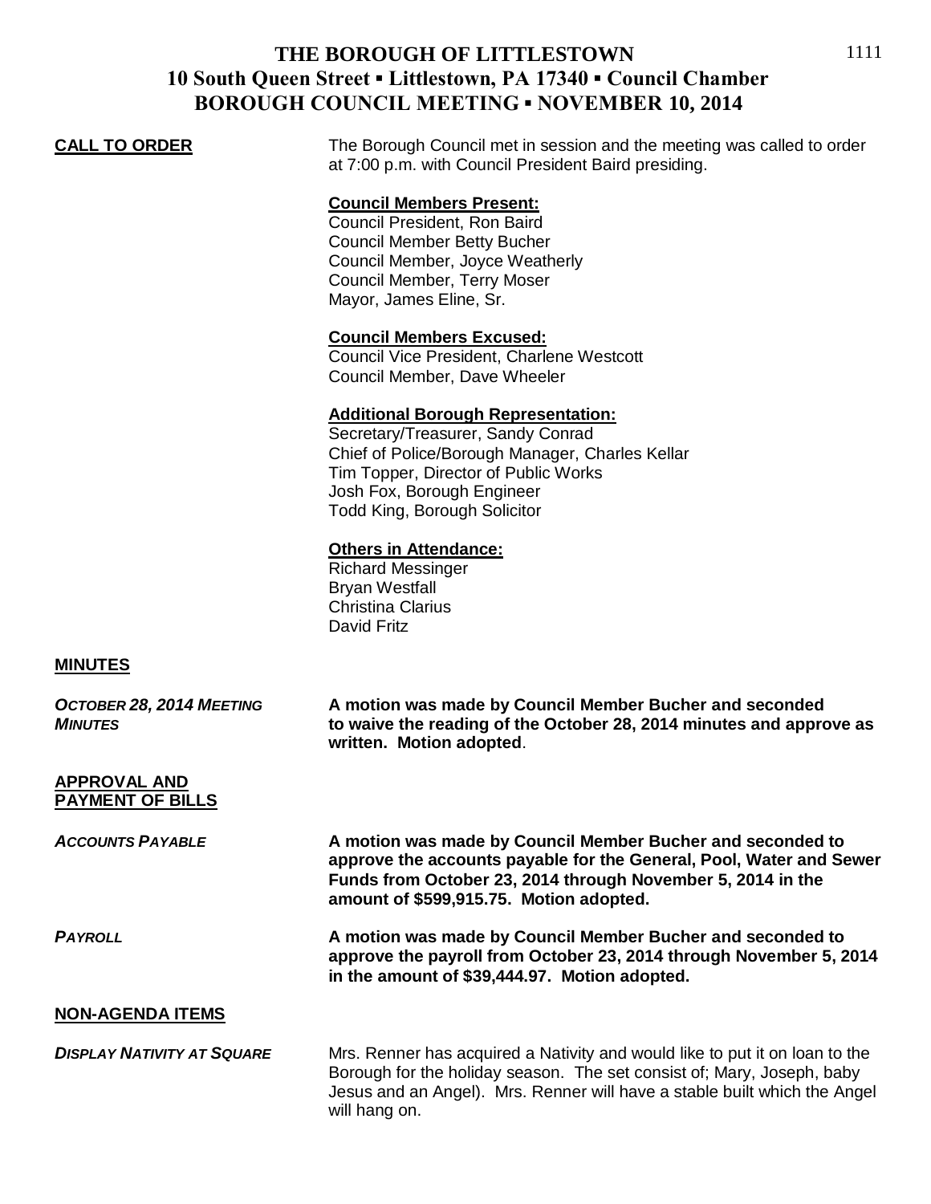# THE BOROUGH OF LITTLESTOWN
## 10 South Queen Street ▪ Littlestown, PA 17340 ▪ Council Chamber
## BOROUGH COUNCIL MEETING ▪ NOVEMBER 10, 2014

**CALL TO ORDER**

The Borough Council met in session and the meeting was called to order at 7:00 p.m. with Council President Baird presiding.

**Council Members Present:**
Council President, Ron Baird
Council Member Betty Bucher
Council Member, Joyce Weatherly
Council Member, Terry Moser
Mayor, James Eline, Sr.

**Council Members Excused:**
Council Vice President, Charlene Westcott
Council Member, Dave Wheeler

**Additional Borough Representation:**
Secretary/Treasurer, Sandy Conrad
Chief of Police/Borough Manager, Charles Kellar
Tim Topper, Director of Public Works
Josh Fox, Borough Engineer
Todd King, Borough Solicitor

**Others in Attendance:**
Richard Messinger
Bryan Westfall
Christina Clarius
David Fritz

**MINUTES**

***OCTOBER 28, 2014 MEETING MINUTES***

**A motion was made by Council Member Bucher and seconded to waive the reading of the October 28, 2014 minutes and approve as written. Motion adopted**.

**APPROVAL AND PAYMENT OF BILLS**

***ACCOUNTS PAYABLE***

**A motion was made by Council Member Bucher and seconded to approve the accounts payable for the General, Pool, Water and Sewer Funds from October 23, 2014 through November 5, 2014 in the amount of $599,915.75. Motion adopted.**

***PAYROLL***

**A motion was made by Council Member Bucher and seconded to approve the payroll from October 23, 2014 through November 5, 2014 in the amount of $39,444.97. Motion adopted.**

**NON-AGENDA ITEMS**

***DISPLAY NATIVITY AT SQUARE***

Mrs. Renner has acquired a Nativity and would like to put it on loan to the Borough for the holiday season. The set consist of; Mary, Joseph, baby Jesus and an Angel). Mrs. Renner will have a stable built which the Angel will hang on.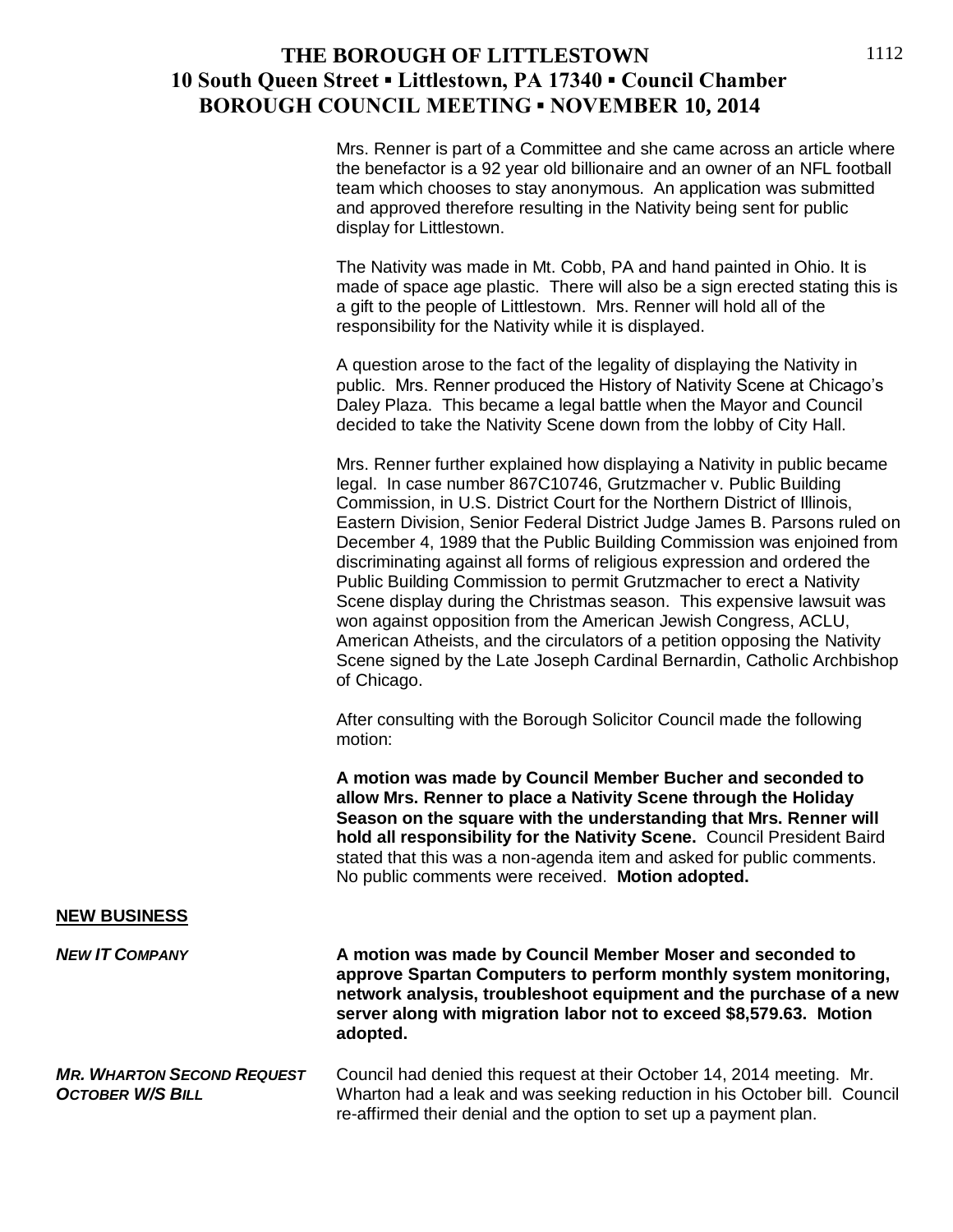Mrs. Renner is part of a Committee and she came across an article where the benefactor is a 92 year old billionaire and an owner of an NFL football team which chooses to stay anonymous. An application was submitted and approved therefore resulting in the Nativity being sent for public display for Littlestown.

The Nativity was made in Mt. Cobb, PA and hand painted in Ohio. It is made of space age plastic. There will also be a sign erected stating this is a gift to the people of Littlestown. Mrs. Renner will hold all of the responsibility for the Nativity while it is displayed.

A question arose to the fact of the legality of displaying the Nativity in public. Mrs. Renner produced the History of Nativity Scene at Chicago's Daley Plaza. This became a legal battle when the Mayor and Council decided to take the Nativity Scene down from the lobby of City Hall.

Mrs. Renner further explained how displaying a Nativity in public became legal. In case number 867C10746, Grutzmacher v. Public Building Commission, in U.S. District Court for the Northern District of Illinois, Eastern Division, Senior Federal District Judge James B. Parsons ruled on December 4, 1989 that the Public Building Commission was enjoined from discriminating against all forms of religious expression and ordered the Public Building Commission to permit Grutzmacher to erect a Nativity Scene display during the Christmas season. This expensive lawsuit was won against opposition from the American Jewish Congress, ACLU, American Atheists, and the circulators of a petition opposing the Nativity Scene signed by the Late Joseph Cardinal Bernardin, Catholic Archbishop of Chicago.

After consulting with the Borough Solicitor Council made the following motion:

**A motion was made by Council Member Bucher and seconded to allow Mrs. Renner to place a Nativity Scene through the Holiday Season on the square with the understanding that Mrs. Renner will hold all responsibility for the Nativity Scene.** Council President Baird stated that this was a non-agenda item and asked for public comments. No public comments were received. **Motion adopted.**

## NEW BUSINESS

***NEW IT COMPANY***

**A motion was made by Council Member Moser and seconded to approve Spartan Computers to perform monthly system monitoring, network analysis, troubleshoot equipment and the purchase of a new server along with migration labor not to exceed $8,579.63. Motion adopted.**

***MR. WHARTON SECOND REQUEST OCTOBER W/S BILL***

Council had denied this request at their October 14, 2014 meeting. Mr. Wharton had a leak and was seeking reduction in his October bill. Council re-affirmed their denial and the option to set up a payment plan.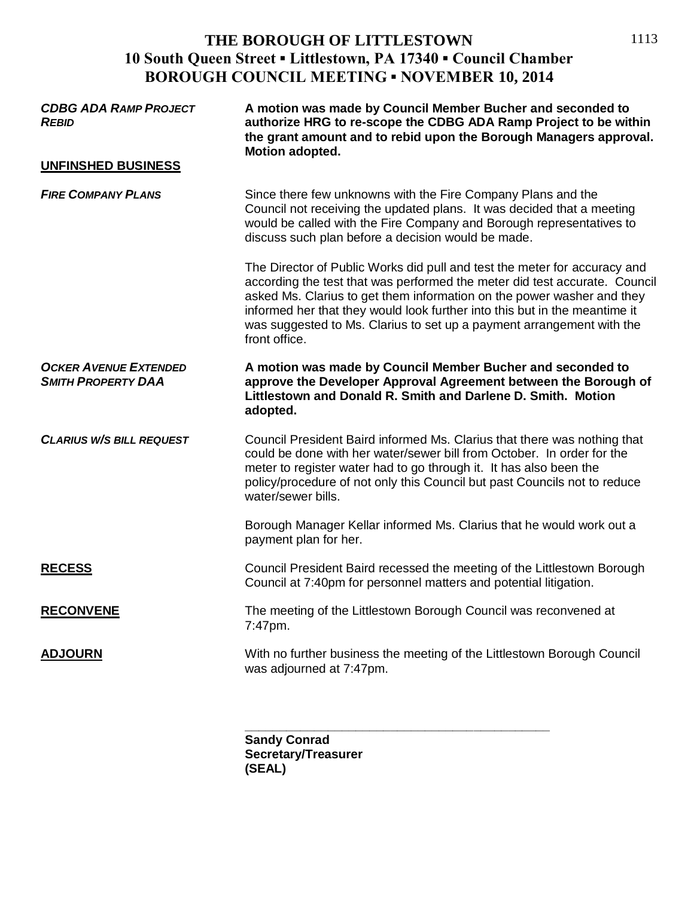**THE BOROUGH OF LITTLESTOWN**
**10 South Queen Street ▪ Littlestown, PA 17340 ▪ Council Chamber**
**BOROUGH COUNCIL MEETING ▪ NOVEMBER 10, 2014**

***CDBG ADA RAMP PROJECT REBID***

**A motion was made by Council Member Bucher and seconded to authorize HRG to re-scope the CDBG ADA Ramp Project to be within the grant amount and to rebid upon the Borough Managers approval. Motion adopted.**

**UNFINSHED BUSINESS**

***FIRE COMPANY PLANS***

Since there few unknowns with the Fire Company Plans and the Council not receiving the updated plans. It was decided that a meeting would be called with the Fire Company and Borough representatives to discuss such plan before a decision would be made.

The Director of Public Works did pull and test the meter for accuracy and according the test that was performed the meter did test accurate. Council asked Ms. Clarius to get them information on the power washer and they informed her that they would look further into this but in the meantime it was suggested to Ms. Clarius to set up a payment arrangement with the front office.

***OCKER AVENUE EXTENDED SMITH PROPERTY DAA***

**A motion was made by Council Member Bucher and seconded to approve the Developer Approval Agreement between the Borough of Littlestown and Donald R. Smith and Darlene D. Smith. Motion adopted.**

***CLARIUS W/S BILL REQUEST***

Council President Baird informed Ms. Clarius that there was nothing that could be done with her water/sewer bill from October. In order for the meter to register water had to go through it. It has also been the policy/procedure of not only this Council but past Councils not to reduce water/sewer bills.

Borough Manager Kellar informed Ms. Clarius that he would work out a payment plan for her.

**RECESS**

Council President Baird recessed the meeting of the Littlestown Borough Council at 7:40pm for personnel matters and potential litigation.

**RECONVENE**

The meeting of the Littlestown Borough Council was reconvened at 7:47pm.

**ADJOURN**

With no further business the meeting of the Littlestown Borough Council was adjourned at 7:47pm.

\_\_\_\_\_\_\_\_\_\_\_\_\_\_\_\_\_\_\_\_\_\_\_\_\_\_\_\_\_\_\_\_\_\_\_\_\_\_\_\_

**Sandy Conrad**
**Secretary/Treasurer**
**(SEAL)**